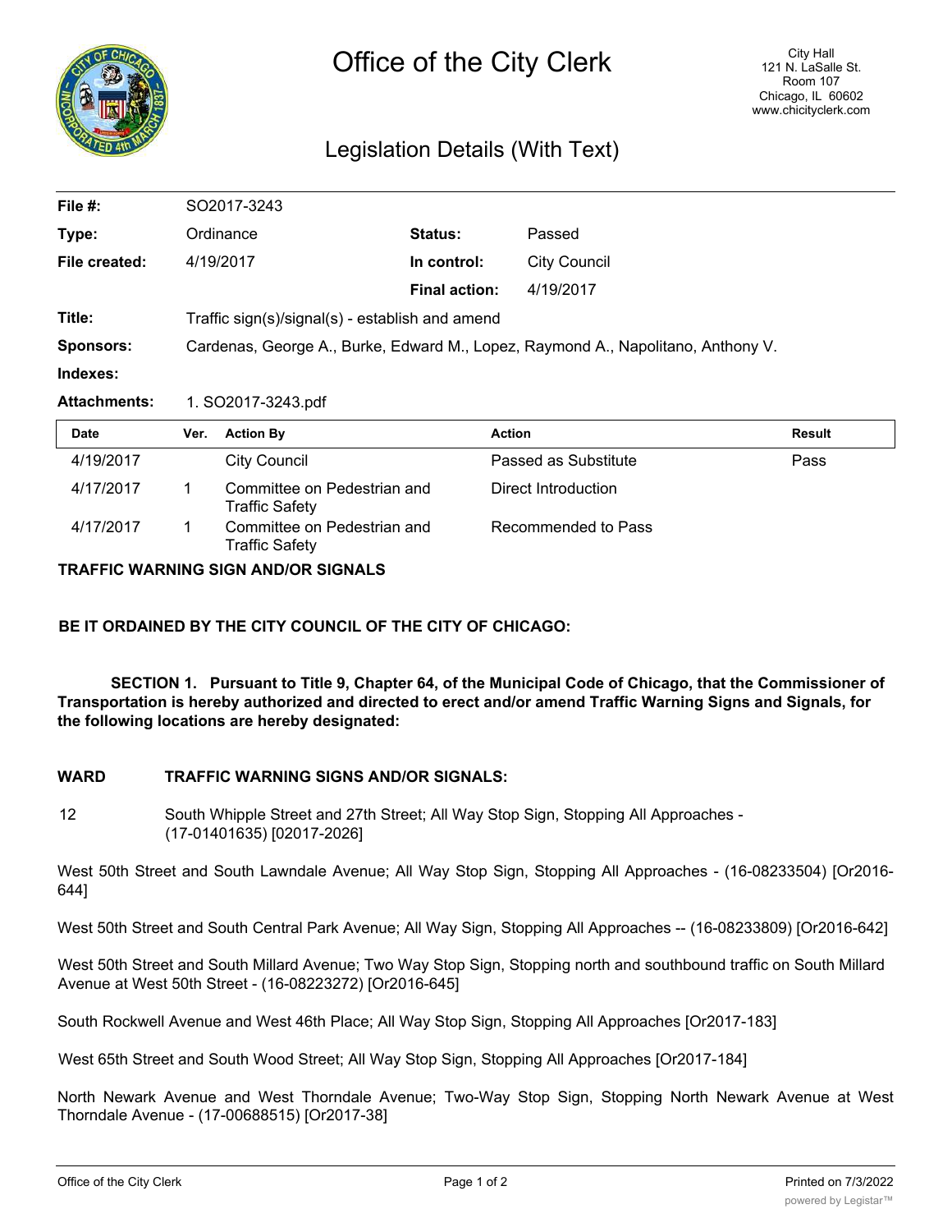# Office of the City Clerk

City Hall
121 N. LaSalle St.
Room 107
Chicago, IL 60602
www.chicityclerk.com

## Legislation Details (With Text)

| | | | |
|---|---|---|---|
| **File #:** | SO2017-3243 | | |
| **Type:** | Ordinance | **Status:** | Passed |
| **File created:** | 4/19/2017 | **In control:** | City Council |
| | | **Final action:** | 4/19/2017 |
| **Title:** | Traffic sign(s)/signal(s) - establish and amend | | |
| **Sponsors:** | Cardenas, George A., Burke, Edward M., Lopez, Raymond A., Napolitano, Anthony V. | | |
| **Indexes:** | | | |
| **Attachments:** | 1. SO2017-3243.pdf | | |

| Date | Ver. | Action By | Action | Result |
|---|---|---|---|---|
| 4/19/2017 | | City Council | Passed as Substitute | Pass |
| 4/17/2017 | 1 | Committee on Pedestrian and Traffic Safety | Direct Introduction | |
| 4/17/2017 | 1 | Committee on Pedestrian and Traffic Safety | Recommended to Pass | |

**TRAFFIC WARNING SIGN AND/OR SIGNALS**

**BE IT ORDAINED BY THE CITY COUNCIL OF THE CITY OF CHICAGO:**

**SECTION 1. Pursuant to Title 9, Chapter 64, of the Municipal Code of Chicago, that the Commissioner of Transportation is hereby authorized and directed to erect and/or amend Traffic Warning Signs and Signals, for the following locations are hereby designated:**

**WARD TRAFFIC WARNING SIGNS AND/OR SIGNALS:**

12 South Whipple Street and 27th Street; All Way Stop Sign, Stopping All Approaches - (17-01401635) [02017-2026]

West 50th Street and South Lawndale Avenue; All Way Stop Sign, Stopping All Approaches - (16-08233504) [Or2016-644]

West 50th Street and South Central Park Avenue; All Way Sign, Stopping All Approaches -- (16-08233809) [Or2016-642]

West 50th Street and South Millard Avenue; Two Way Stop Sign, Stopping north and southbound traffic on South Millard Avenue at West 50th Street - (16-08223272) [Or2016-645]

South Rockwell Avenue and West 46th Place; All Way Stop Sign, Stopping All Approaches [Or2017-183]

West 65th Street and South Wood Street; All Way Stop Sign, Stopping All Approaches [Or2017-184]

North Newark Avenue and West Thorndale Avenue; Two-Way Stop Sign, Stopping North Newark Avenue at West Thorndale Avenue - (17-00688515) [Or2017-38]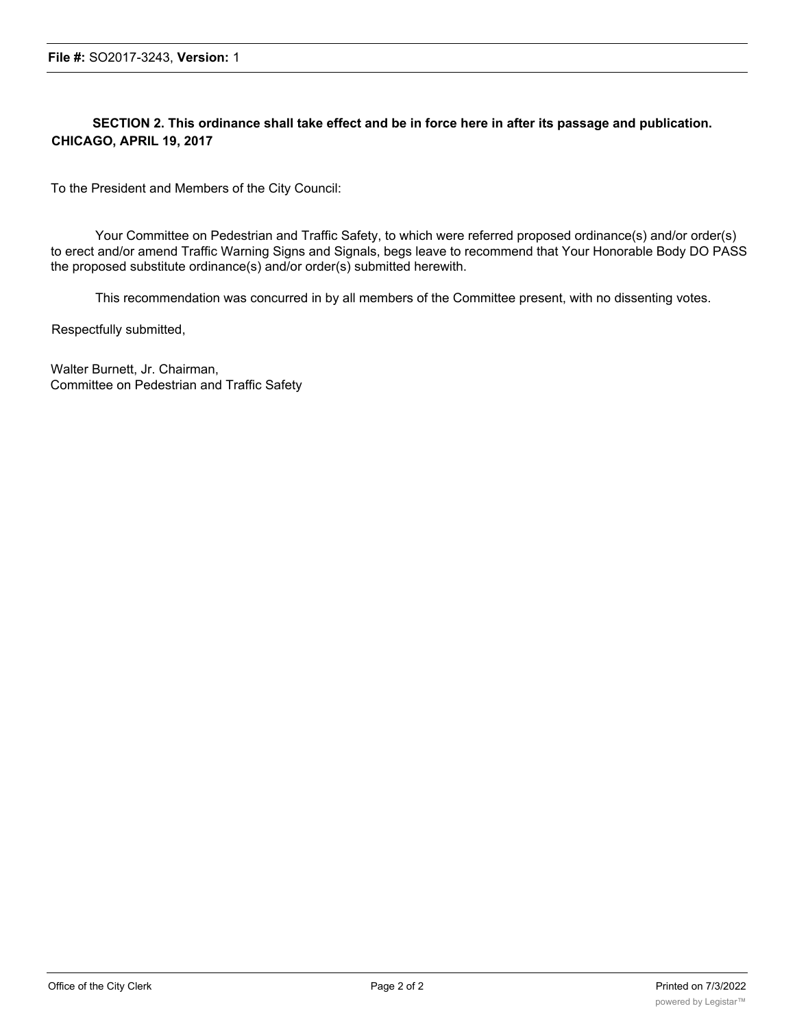**SECTION 2. This ordinance shall take effect and be in force here in after its passage and publication.**
**CHICAGO, APRIL 19, 2017**

To the President and Members of the City Council:

Your Committee on Pedestrian and Traffic Safety, to which were referred proposed ordinance(s) and/or order(s) to erect and/or amend Traffic Warning Signs and Signals, begs leave to recommend that Your Honorable Body DO PASS the proposed substitute ordinance(s) and/or order(s) submitted herewith.

This recommendation was concurred in by all members of the Committee present, with no dissenting votes.

Respectfully submitted,

Walter Burnett, Jr. Chairman,
Committee on Pedestrian and Traffic Safety